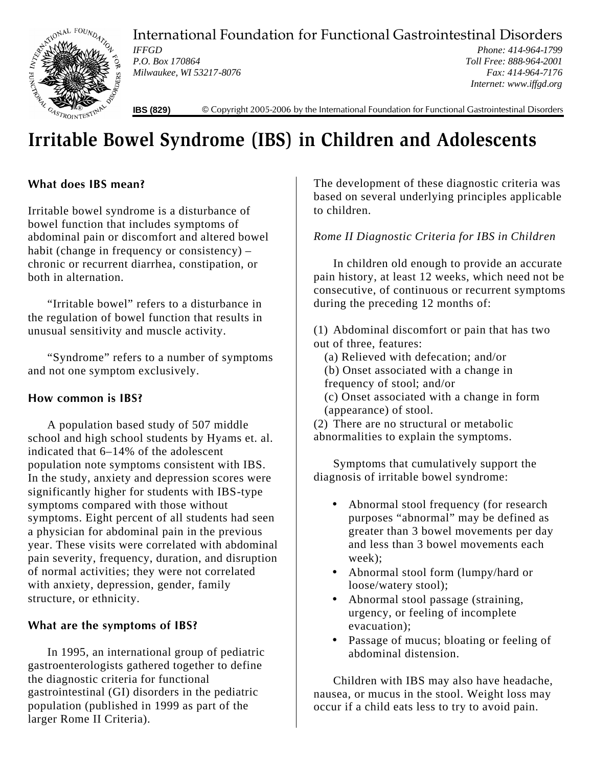International Foundation for Functional Gastrointestinal Disorders

*IFFGD*
*P.O. Box 170864*
*Milwaukee, WI 53217-8076*

*Phone: 414-964-1799*
*Toll Free: 888-964-2001*
*Fax: 414-964-7176*
*Internet: www.iffgd.org*

**IBS (829)** © Copyright 2005-2006 by the International Foundation for Functional Gastrointestinal Disorders

# Irritable Bowel Syndrome (IBS) in Children and Adolescents

## What does IBS mean?

Irritable bowel syndrome is a disturbance of bowel function that includes symptoms of abdominal pain or discomfort and altered bowel habit (change in frequency or consistency) – chronic or recurrent diarrhea, constipation, or both in alternation.

"Irritable bowel" refers to a disturbance in the regulation of bowel function that results in unusual sensitivity and muscle activity.

"Syndrome" refers to a number of symptoms and not one symptom exclusively.

## How common is IBS?

A population based study of 507 middle school and high school students by Hyams et. al. indicated that 6–14% of the adolescent population note symptoms consistent with IBS. In the study, anxiety and depression scores were significantly higher for students with IBS-type symptoms compared with those without symptoms. Eight percent of all students had seen a physician for abdominal pain in the previous year. These visits were correlated with abdominal pain severity, frequency, duration, and disruption of normal activities; they were not correlated with anxiety, depression, gender, family structure, or ethnicity.

## What are the symptoms of IBS?

In 1995, an international group of pediatric gastroenterologists gathered together to define the diagnostic criteria for functional gastrointestinal (GI) disorders in the pediatric population (published in 1999 as part of the larger Rome II Criteria). The development of these diagnostic criteria was based on several underlying principles applicable to children.

*Rome II Diagnostic Criteria for IBS in Children*

In children old enough to provide an accurate pain history, at least 12 weeks, which need not be consecutive, of continuous or recurrent symptoms during the preceding 12 months of:

(1) Abdominal discomfort or pain that has two out of three, features:
- (a) Relieved with defecation; and/or
- (b) Onset associated with a change in frequency of stool; and/or
- (c) Onset associated with a change in form (appearance) of stool.

(2) There are no structural or metabolic abnormalities to explain the symptoms.

Symptoms that cumulatively support the diagnosis of irritable bowel syndrome:

- Abnormal stool frequency (for research purposes "abnormal" may be defined as greater than 3 bowel movements per day and less than 3 bowel movements each week);
- Abnormal stool form (lumpy/hard or loose/watery stool);
- Abnormal stool passage (straining, urgency, or feeling of incomplete evacuation);
- Passage of mucus; bloating or feeling of abdominal distension.

Children with IBS may also have headache, nausea, or mucus in the stool. Weight loss may occur if a child eats less to try to avoid pain.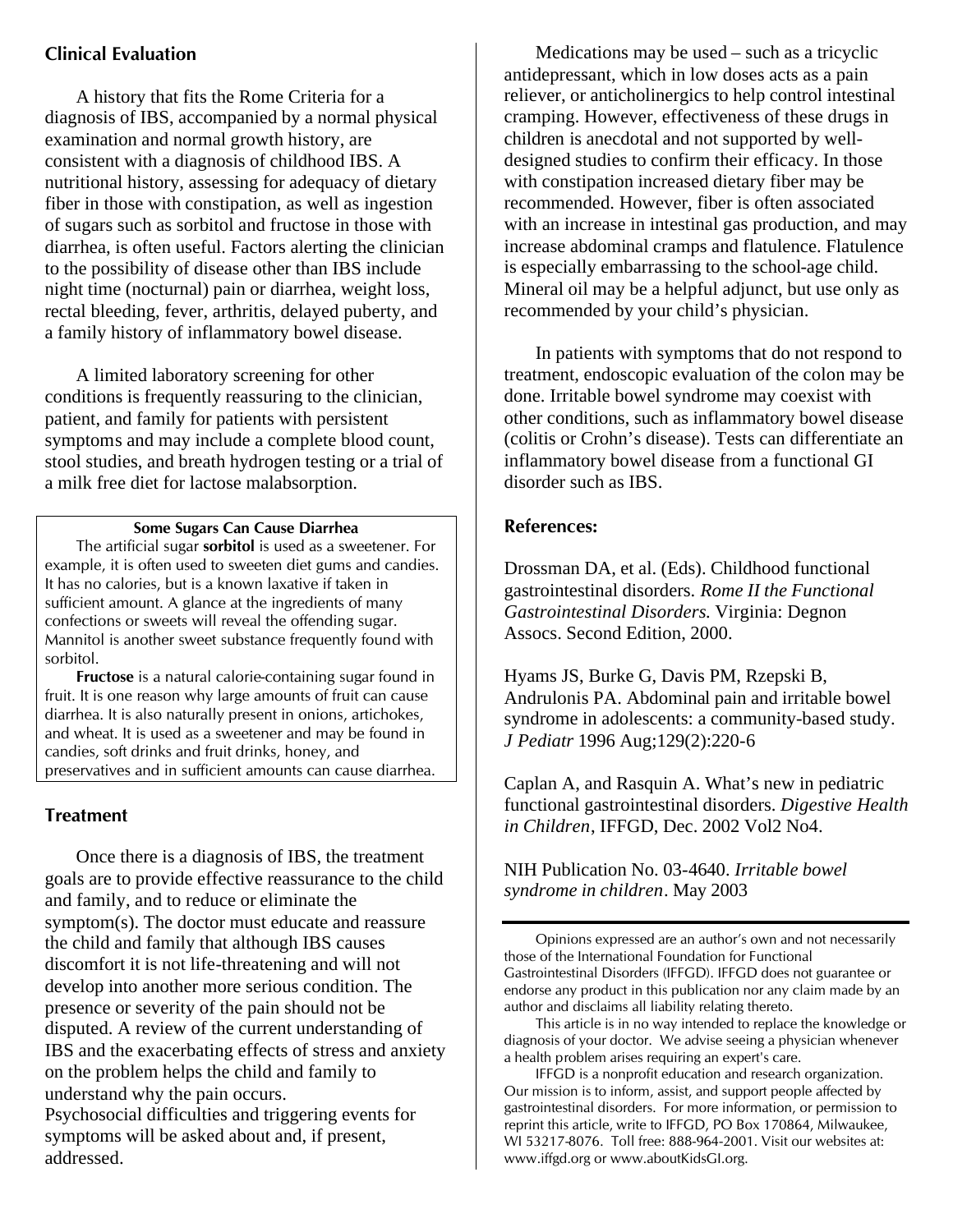## Clinical Evaluation

A history that fits the Rome Criteria for a diagnosis of IBS, accompanied by a normal physical examination and normal growth history, are consistent with a diagnosis of childhood IBS. A nutritional history, assessing for adequacy of dietary fiber in those with constipation, as well as ingestion of sugars such as sorbitol and fructose in those with diarrhea, is often useful. Factors alerting the clinician to the possibility of disease other than IBS include night time (nocturnal) pain or diarrhea, weight loss, rectal bleeding, fever, arthritis, delayed puberty, and a family history of inflammatory bowel disease.

A limited laboratory screening for other conditions is frequently reassuring to the clinician, patient, and family for patients with persistent symptoms and may include a complete blood count, stool studies, and breath hydrogen testing or a trial of a milk free diet for lactose malabsorption.

**Some Sugars Can Cause Diarrhea**

The artificial sugar **sorbitol** is used as a sweetener. For example, it is often used to sweeten diet gums and candies. It has no calories, but is a known laxative if taken in sufficient amount. A glance at the ingredients of many confections or sweets will reveal the offending sugar. Mannitol is another sweet substance frequently found with sorbitol.

**Fructose** is a natural calorie-containing sugar found in fruit. It is one reason why large amounts of fruit can cause diarrhea. It is also naturally present in onions, artichokes, and wheat. It is used as a sweetener and may be found in candies, soft drinks and fruit drinks, honey, and preservatives and in sufficient amounts can cause diarrhea.

## Treatment

Once there is a diagnosis of IBS, the treatment goals are to provide effective reassurance to the child and family, and to reduce or eliminate the symptom(s). The doctor must educate and reassure the child and family that although IBS causes discomfort it is not life-threatening and will not develop into another more serious condition. The presence or severity of the pain should not be disputed. A review of the current understanding of IBS and the exacerbating effects of stress and anxiety on the problem helps the child and family to understand why the pain occurs.
Psychosocial difficulties and triggering events for symptoms will be asked about and, if present, addressed.

Medications may be used – such as a tricyclic antidepressant, which in low doses acts as a pain reliever, or anticholinergics to help control intestinal cramping. However, effectiveness of these drugs in children is anecdotal and not supported by well-designed studies to confirm their efficacy. In those with constipation increased dietary fiber may be recommended. However, fiber is often associated with an increase in intestinal gas production, and may increase abdominal cramps and flatulence. Flatulence is especially embarrassing to the school-age child. Mineral oil may be a helpful adjunct, but use only as recommended by your child's physician.

In patients with symptoms that do not respond to treatment, endoscopic evaluation of the colon may be done. Irritable bowel syndrome may coexist with other conditions, such as inflammatory bowel disease (colitis or Crohn's disease). Tests can differentiate an inflammatory bowel disease from a functional GI disorder such as IBS.

## References:

Drossman DA, et al. (Eds). Childhood functional gastrointestinal disorders. *Rome II the Functional Gastrointestinal Disorders.* Virginia: Degnon Assocs. Second Edition, 2000.

Hyams JS, Burke G, Davis PM, Rzepski B, Andrulonis PA. Abdominal pain and irritable bowel syndrome in adolescents: a community-based study. *J Pediatr* 1996 Aug;129(2):220-6

Caplan A, and Rasquin A. What's new in pediatric functional gastrointestinal disorders. *Digestive Health in Children*, IFFGD, Dec. 2002 Vol2 No4.

NIH Publication No. 03-4640. *Irritable bowel syndrome in children*. May 2003

---

Opinions expressed are an author's own and not necessarily those of the International Foundation for Functional Gastrointestinal Disorders (IFFGD). IFFGD does not guarantee or endorse any product in this publication nor any claim made by an author and disclaims all liability relating thereto.

This article is in no way intended to replace the knowledge or diagnosis of your doctor. We advise seeing a physician whenever a health problem arises requiring an expert's care.

IFFGD is a nonprofit education and research organization. Our mission is to inform, assist, and support people affected by gastrointestinal disorders. For more information, or permission to reprint this article, write to IFFGD, PO Box 170864, Milwaukee, WI 53217-8076. Toll free: 888-964-2001. Visit our websites at: www.iffgd.org or www.aboutKidsGI.org.